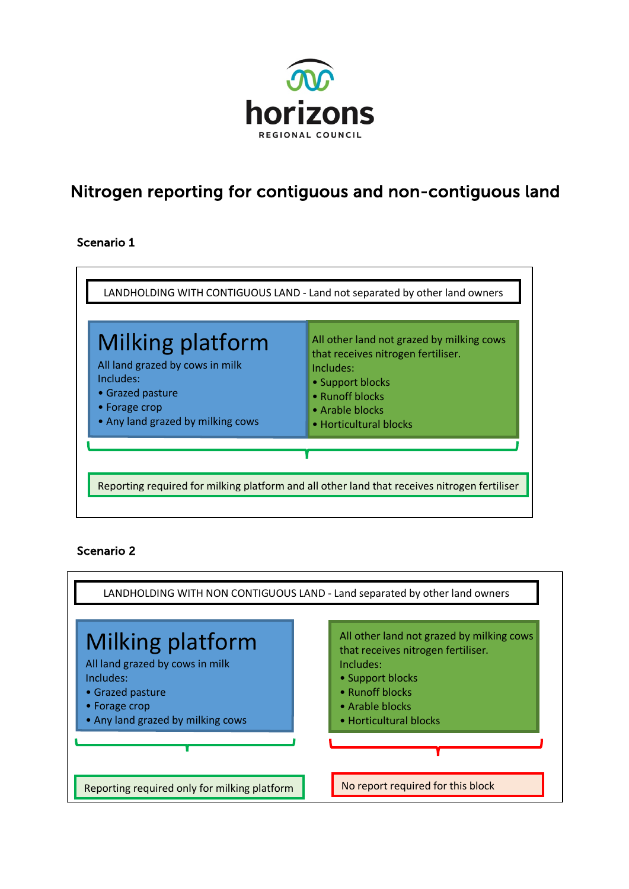horizons

REGIONAL COUNCIL

# Nitrogen reporting for contiguous and non-contiguous land

## Scenario 1

LANDHOLDING WITH CONTIGUOUS LAND - Land not separated by other land owners

### Milking platform

All land grazed by cows in milk

Includes:

- Grazed pasture
- Forage crop
- Any land grazed by milking cows

All other land not grazed by milking cows that receives nitrogen fertiliser.

Includes:

- Support blocks
- Runoff blocks
- Arable blocks
- Horticultural blocks

Reporting required for milking platform and all other land that receives nitrogen fertiliser

## Scenario 2

LANDHOLDING WITH NON CONTIGUOUS LAND - Land separated by other land owners

### Milking platform

All land grazed by cows in milk

Includes:

- Grazed pasture
- Forage crop
- Any land grazed by milking cows

Reporting required only for milking platform

All other land not grazed by milking cows that receives nitrogen fertiliser.

Includes:

- Support blocks
- Runoff blocks
- Arable blocks
- Horticultural blocks

No report required for this block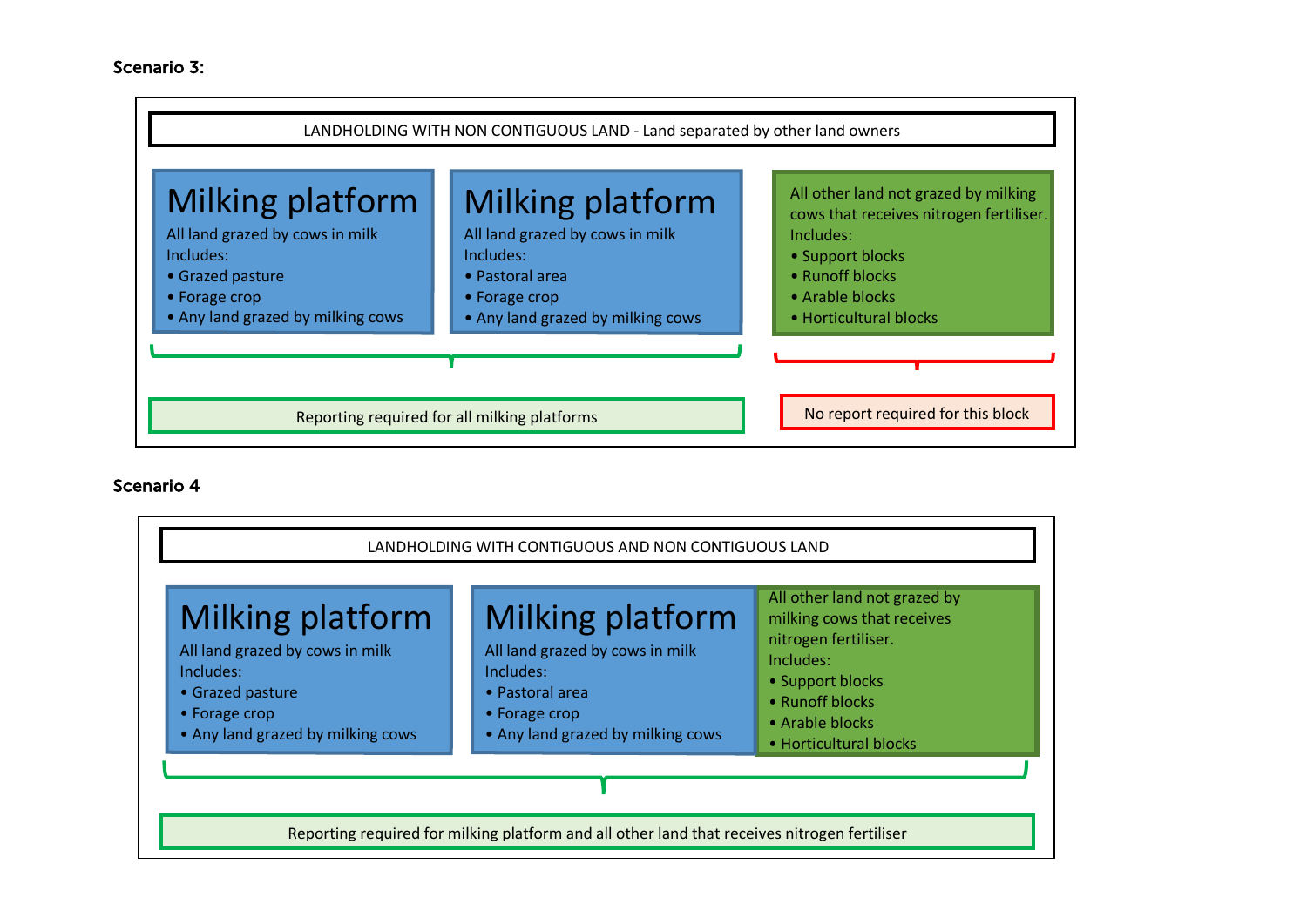**Scenario 3:**

LANDHOLDING WITH NON CONTIGUOUS LAND - Land separated by other land owners

**Milking platform**

All land grazed by cows in milk

Includes:

- Grazed pasture
- Forage crop
- Any land grazed by milking cows

**Milking platform**

All land grazed by cows in milk

Includes:

- Pastoral area
- Forage crop
- Any land grazed by milking cows

All other land not grazed by milking cows that receives nitrogen fertiliser.

Includes:

- Support blocks
- Runoff blocks
- Arable blocks
- Horticultural blocks

Reporting required for all milking platforms

No report required for this block

**Scenario 4**

LANDHOLDING WITH CONTIGUOUS AND NON CONTIGUOUS LAND

**Milking platform**

All land grazed by cows in milk

Includes:

- Grazed pasture
- Forage crop
- Any land grazed by milking cows

**Milking platform**

All land grazed by cows in milk

Includes:

- Pastoral area
- Forage crop
- Any land grazed by milking cows

All other land not grazed by milking cows that receives nitrogen fertiliser.

Includes:

- Support blocks
- Runoff blocks
- Arable blocks
- Horticultural blocks

Reporting required for milking platform and all other land that receives nitrogen fertiliser